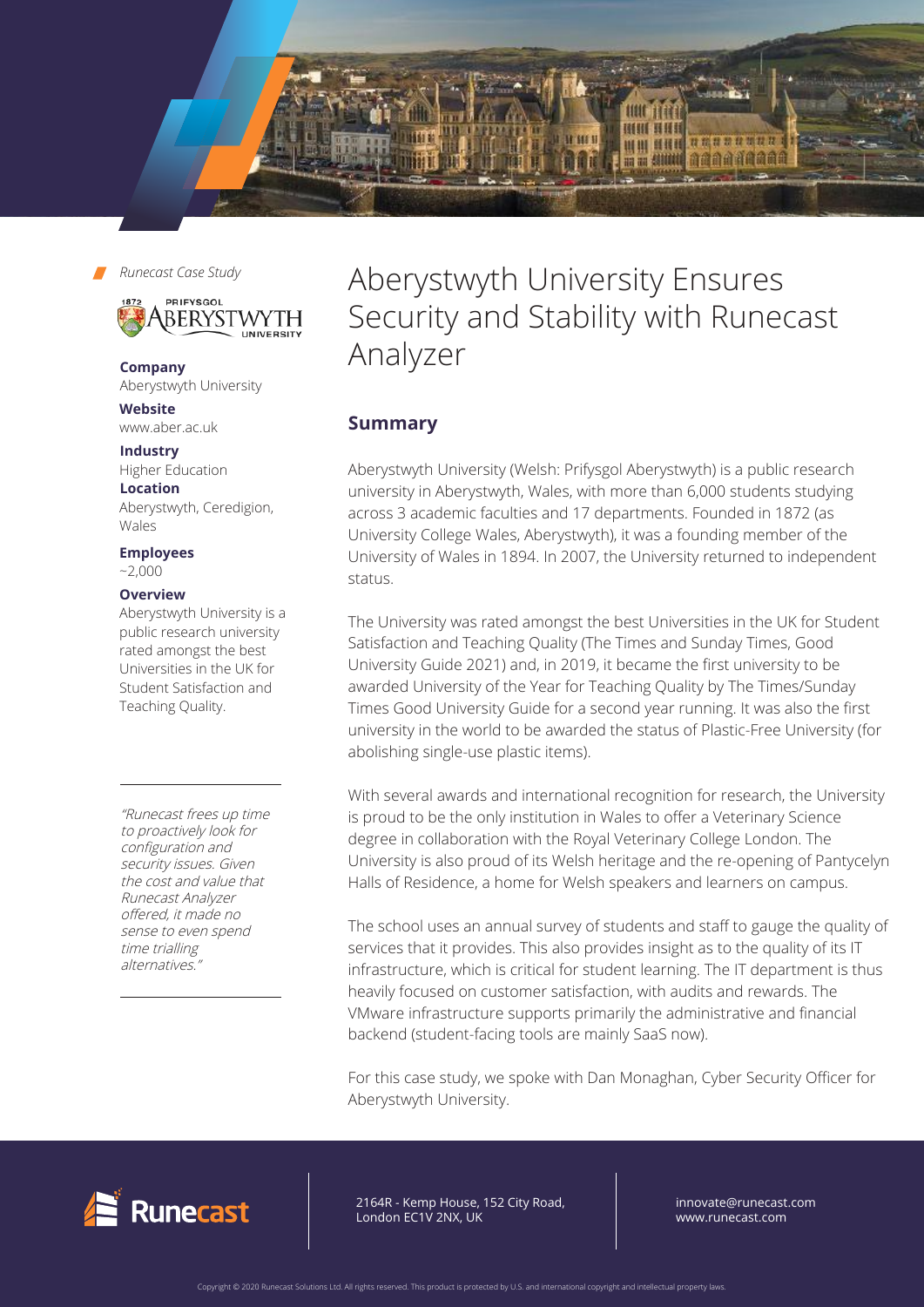*Runecast Case Study*

# Aberystwyth University Ensures Security and Stability with Runecast Analyzer

**Company**
Aberystwyth University

**Website**
www.aber.ac.uk

**Industry**
Higher Education

**Location**
Aberystwyth, Ceredigion, Wales

**Employees**
~2,000

**Overview**
Aberystwyth University is a public research university rated amongst the best Universities in the UK for Student Satisfaction and Teaching Quality.

*"Runecast frees up time to proactively look for configuration and security issues. Given the cost and value that Runecast Analyzer offered, it made no sense to even spend time trialling alternatives."*

## Summary

Aberystwyth University (Welsh: Prifysgol Aberystwyth) is a public research university in Aberystwyth, Wales, with more than 6,000 students studying across 3 academic faculties and 17 departments. Founded in 1872 (as University College Wales, Aberystwyth), it was a founding member of the University of Wales in 1894. In 2007, the University returned to independent status.

The University was rated amongst the best Universities in the UK for Student Satisfaction and Teaching Quality (The Times and Sunday Times, Good University Guide 2021) and, in 2019, it became the first university to be awarded University of the Year for Teaching Quality by The Times/Sunday Times Good University Guide for a second year running. It was also the first university in the world to be awarded the status of Plastic-Free University (for abolishing single-use plastic items).

With several awards and international recognition for research, the University is proud to be the only institution in Wales to offer a Veterinary Science degree in collaboration with the Royal Veterinary College London. The University is also proud of its Welsh heritage and the re-opening of Pantycelyn Halls of Residence, a home for Welsh speakers and learners on campus.

The school uses an annual survey of students and staff to gauge the quality of services that it provides. This also provides insight as to the quality of its IT infrastructure, which is critical for student learning. The IT department is thus heavily focused on customer satisfaction, with audits and rewards. The VMware infrastructure supports primarily the administrative and financial backend (student-facing tools are mainly SaaS now).

For this case study, we spoke with Dan Monaghan, Cyber Security Officer for Aberystwyth University.

Runecast

2164R - Kemp House, 152 City Road, London EC1V 2NX, UK

innovate@runecast.com
www.runecast.com

Copyright © 2020 Runecast Solutions Ltd. All rights reserved. This product is protected by U.S. and international copyright and intellectual property laws.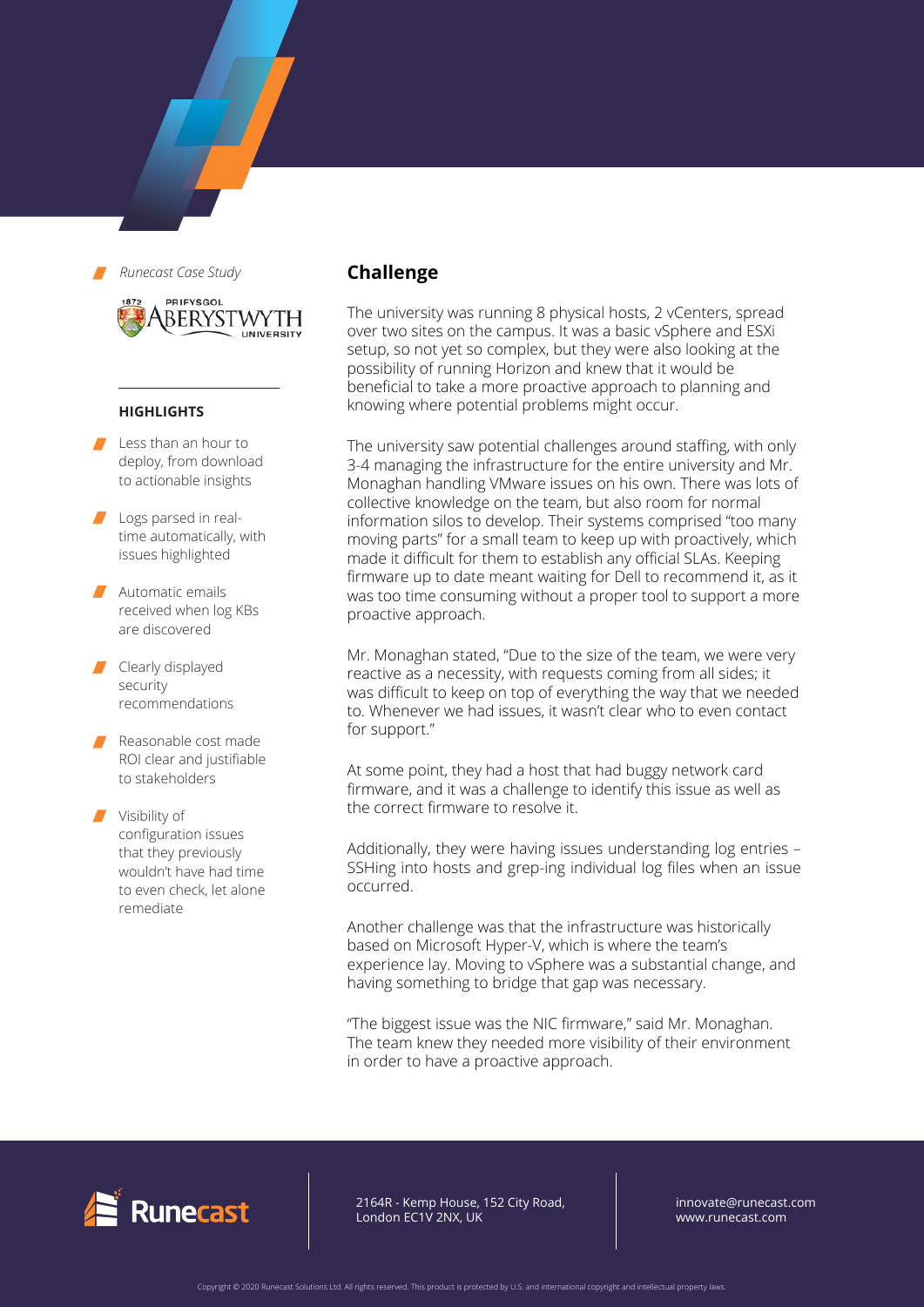*Runecast Case Study*

PRIFYSGOL ABERYSTWYTH UNIVERSITY

**HIGHLIGHTS**

- Less than an hour to deploy, from download to actionable insights
- Logs parsed in real-time automatically, with issues highlighted
- Automatic emails received when log KBs are discovered
- Clearly displayed security recommendations
- Reasonable cost made ROI clear and justifiable to stakeholders
- Visibility of configuration issues that they previously wouldn't have had time to even check, let alone remediate

## Challenge

The university was running 8 physical hosts, 2 vCenters, spread over two sites on the campus. It was a basic vSphere and ESXi setup, so not yet so complex, but they were also looking at the possibility of running Horizon and knew that it would be beneficial to take a more proactive approach to planning and knowing where potential problems might occur.

The university saw potential challenges around staffing, with only 3-4 managing the infrastructure for the entire university and Mr. Monaghan handling VMware issues on his own. There was lots of collective knowledge on the team, but also room for normal information silos to develop. Their systems comprised "too many moving parts" for a small team to keep up with proactively, which made it difficult for them to establish any official SLAs. Keeping firmware up to date meant waiting for Dell to recommend it, as it was too time consuming without a proper tool to support a more proactive approach.

Mr. Monaghan stated, "Due to the size of the team, we were very reactive as a necessity, with requests coming from all sides; it was difficult to keep on top of everything the way that we needed to. Whenever we had issues, it wasn't clear who to even contact for support."

At some point, they had a host that had buggy network card firmware, and it was a challenge to identify this issue as well as the correct firmware to resolve it.

Additionally, they were having issues understanding log entries – SSHing into hosts and grep-ing individual log files when an issue occurred.

Another challenge was that the infrastructure was historically based on Microsoft Hyper-V, which is where the team's experience lay. Moving to vSphere was a substantial change, and having something to bridge that gap was necessary.

"The biggest issue was the NIC firmware," said Mr. Monaghan. The team knew they needed more visibility of their environment in order to have a proactive approach.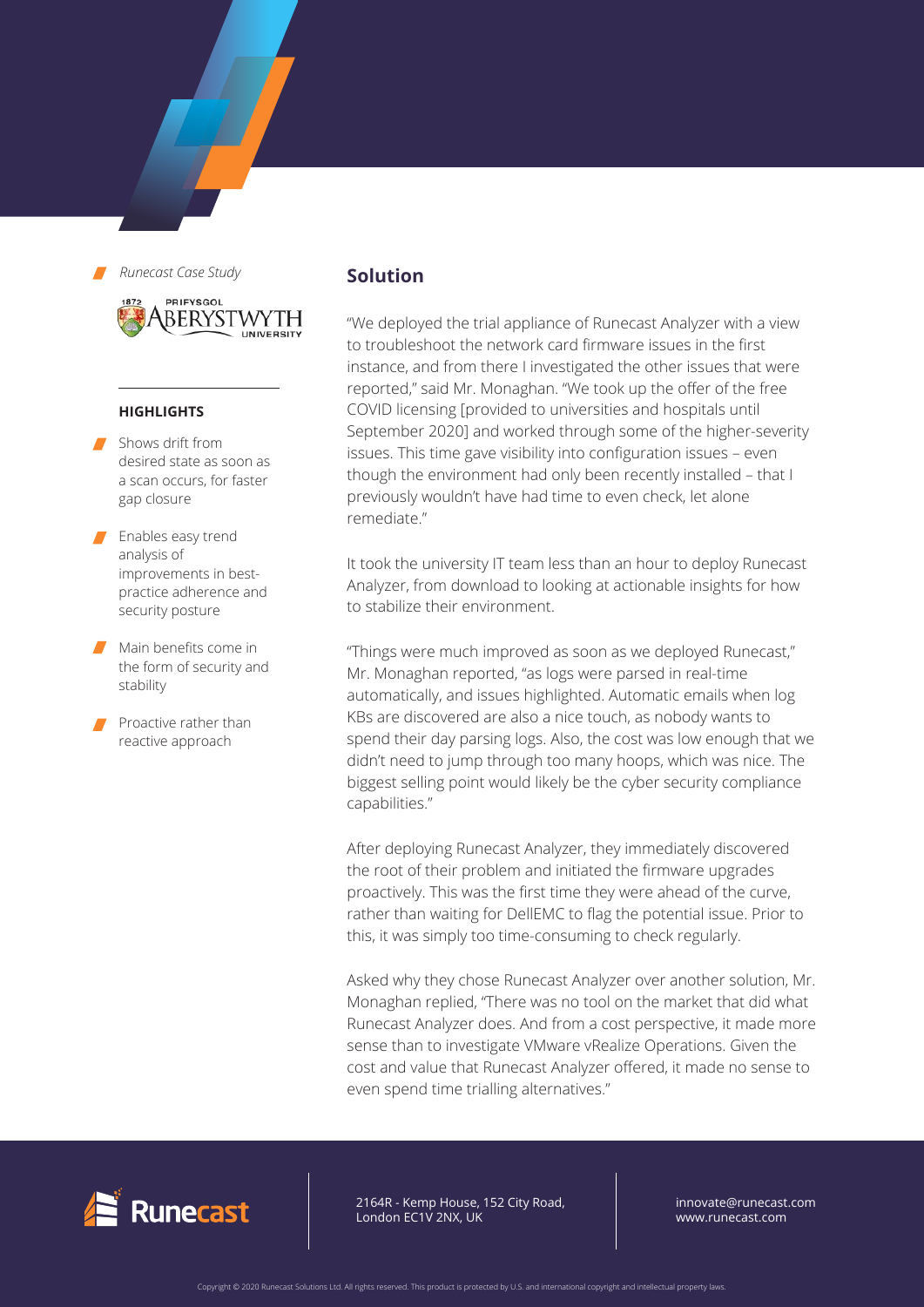*Runecast Case Study*

PRIFYSGOL ABERYSTWYTH UNIVERSITY

**HIGHLIGHTS**

- Shows drift from desired state as soon as a scan occurs, for faster gap closure
- Enables easy trend analysis of improvements in best-practice adherence and security posture
- Main benefits come in the form of security and stability
- Proactive rather than reactive approach

## Solution

"We deployed the trial appliance of Runecast Analyzer with a view to troubleshoot the network card firmware issues in the first instance, and from there I investigated the other issues that were reported," said Mr. Monaghan. "We took up the offer of the free COVID licensing [provided to universities and hospitals until September 2020] and worked through some of the higher-severity issues. This time gave visibility into configuration issues – even though the environment had only been recently installed – that I previously wouldn't have had time to even check, let alone remediate."

It took the university IT team less than an hour to deploy Runecast Analyzer, from download to looking at actionable insights for how to stabilize their environment.

"Things were much improved as soon as we deployed Runecast," Mr. Monaghan reported, "as logs were parsed in real-time automatically, and issues highlighted. Automatic emails when log KBs are discovered are also a nice touch, as nobody wants to spend their day parsing logs. Also, the cost was low enough that we didn't need to jump through too many hoops, which was nice. The biggest selling point would likely be the cyber security compliance capabilities."

After deploying Runecast Analyzer, they immediately discovered the root of their problem and initiated the firmware upgrades proactively. This was the first time they were ahead of the curve, rather than waiting for DellEMC to flag the potential issue. Prior to this, it was simply too time-consuming to check regularly.

Asked why they chose Runecast Analyzer over another solution, Mr. Monaghan replied, "There was no tool on the market that did what Runecast Analyzer does. And from a cost perspective, it made more sense than to investigate VMware vRealize Operations. Given the cost and value that Runecast Analyzer offered, it made no sense to even spend time trialling alternatives."

Runecast

2164R - Kemp House, 152 City Road, London EC1V 2NX, UK

innovate@runecast.com
www.runecast.com

Copyright © 2020 Runecast Solutions Ltd. All rights reserved. This product is protected by U.S. and international copyright and intellectual property laws.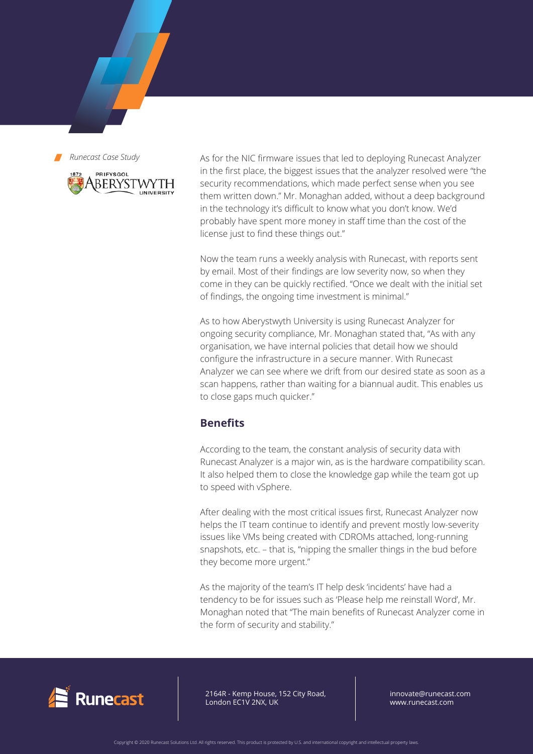*Runecast Case Study*

As for the NIC firmware issues that led to deploying Runecast Analyzer in the first place, the biggest issues that the analyzer resolved were "the security recommendations, which made perfect sense when you see them written down." Mr. Monaghan added, without a deep background in the technology it's difficult to know what you don't know. We'd probably have spent more money in staff time than the cost of the license just to find these things out."

Now the team runs a weekly analysis with Runecast, with reports sent by email. Most of their findings are low severity now, so when they come in they can be quickly rectified. "Once we dealt with the initial set of findings, the ongoing time investment is minimal."

As to how Aberystwyth University is using Runecast Analyzer for ongoing security compliance, Mr. Monaghan stated that, "As with any organisation, we have internal policies that detail how we should configure the infrastructure in a secure manner. With Runecast Analyzer we can see where we drift from our desired state as soon as a scan happens, rather than waiting for a biannual audit. This enables us to close gaps much quicker."

## Benefits

According to the team, the constant analysis of security data with Runecast Analyzer is a major win, as is the hardware compatibility scan. It also helped them to close the knowledge gap while the team got up to speed with vSphere.

After dealing with the most critical issues first, Runecast Analyzer now helps the IT team continue to identify and prevent mostly low-severity issues like VMs being created with CDROMs attached, long-running snapshots, etc. – that is, "nipping the smaller things in the bud before they become more urgent."

As the majority of the team's IT help desk 'incidents' have had a tendency to be for issues such as 'Please help me reinstall Word', Mr. Monaghan noted that "The main benefits of Runecast Analyzer come in the form of security and stability."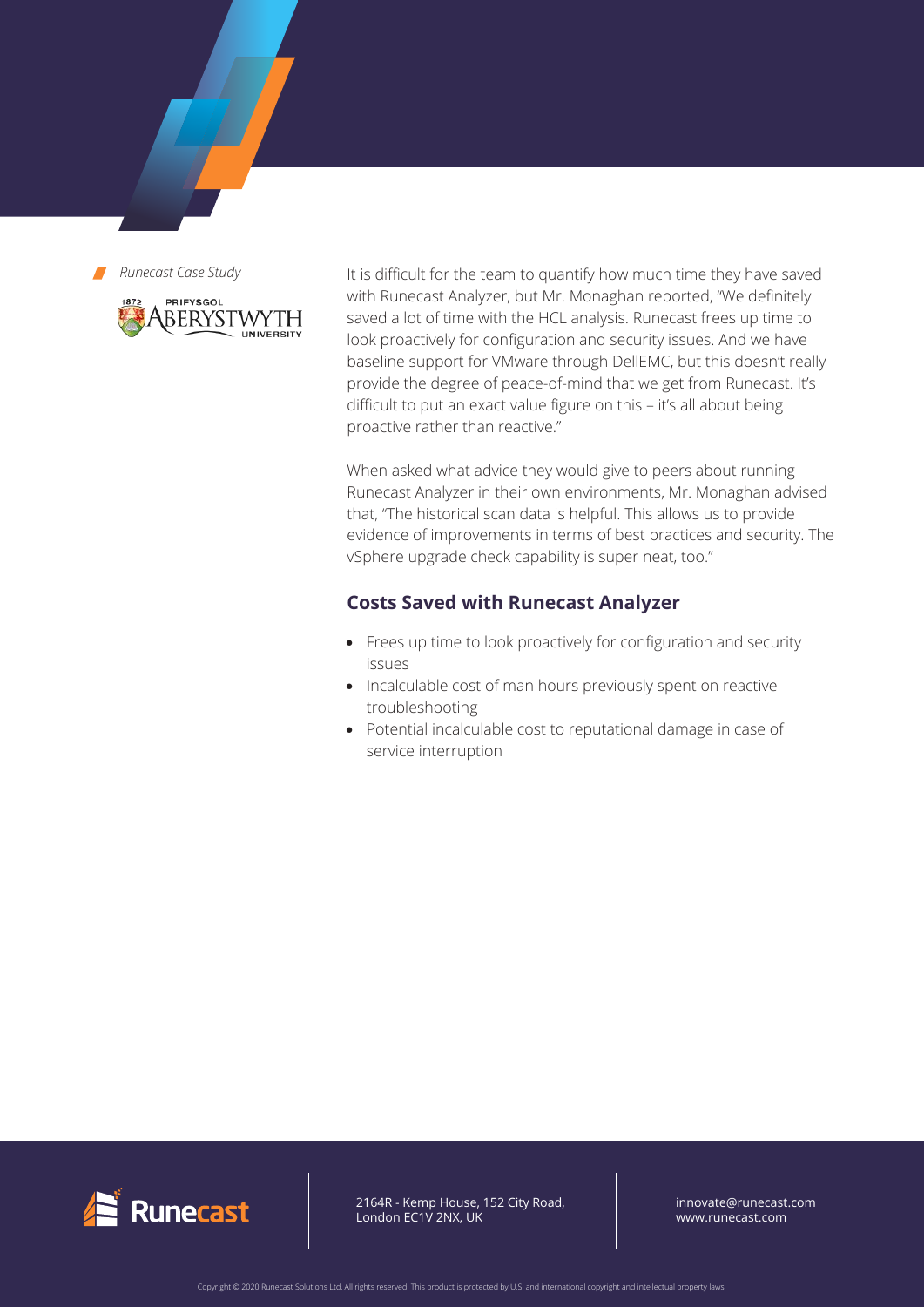*Runecast Case Study*

It is difficult for the team to quantify how much time they have saved with Runecast Analyzer, but Mr. Monaghan reported, "We definitely saved a lot of time with the HCL analysis. Runecast frees up time to look proactively for configuration and security issues. And we have baseline support for VMware through DellEMC, but this doesn't really provide the degree of peace-of-mind that we get from Runecast. It's difficult to put an exact value figure on this – it's all about being proactive rather than reactive."

When asked what advice they would give to peers about running Runecast Analyzer in their own environments, Mr. Monaghan advised that, "The historical scan data is helpful. This allows us to provide evidence of improvements in terms of best practices and security. The vSphere upgrade check capability is super neat, too."

## Costs Saved with Runecast Analyzer

- Frees up time to look proactively for configuration and security issues
- Incalculable cost of man hours previously spent on reactive troubleshooting
- Potential incalculable cost to reputational damage in case of service interruption

2164R - Kemp House, 152 City Road, London EC1V 2NX, UK

innovate@runecast.com
www.runecast.com

Copyright © 2020 Runecast Solutions Ltd. All rights reserved. This product is protected by U.S. and international copyright and intellectual property laws.